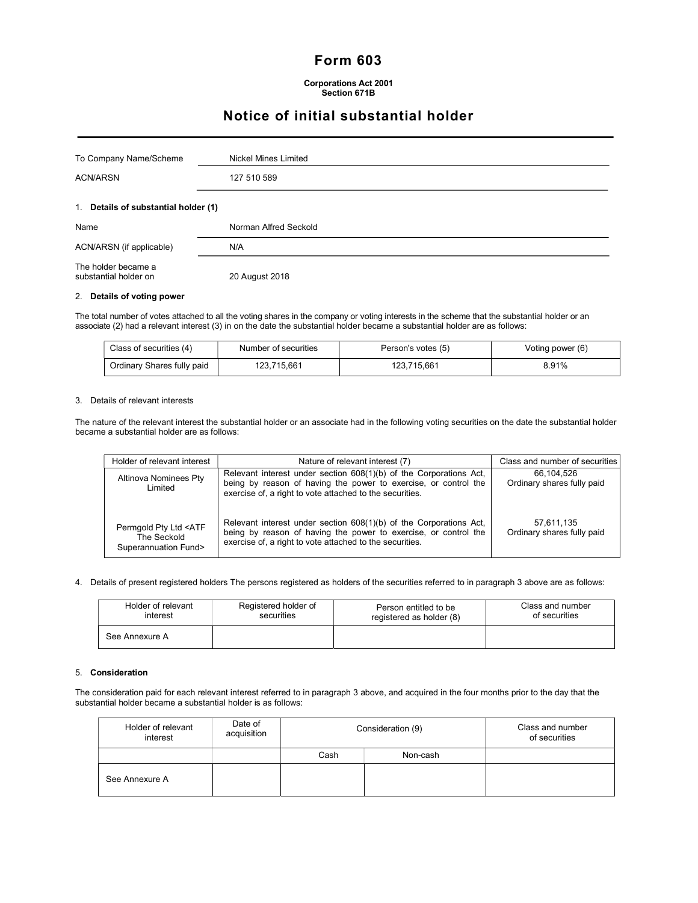# Form 603

**Corporations Act 2001**
**Section 671B**

## Notice of initial substantial holder

| | |
|---|---|
| To Company Name/Scheme | Nickel Mines Limited |
| ACN/ARSN | 127 510 589 |

### 1. Details of substantial holder (1)

| | |
|---|---|
| Name | Norman Alfred Seckold |
| ACN/ARSN (if applicable) | N/A |
| The holder became a substantial holder on | 20 August 2018 |

### 2. Details of voting power

The total number of votes attached to all the voting shares in the company or voting interests in the scheme that the substantial holder or an associate (2) had a relevant interest (3) in on the date the substantial holder became a substantial holder are as follows:

| Class of securities (4) | Number of securities | Person's votes (5) | Voting power (6) |
|---|---|---|---|
| Ordinary Shares fully paid | 123,715,661 | 123,715,661 | 8.91% |

### 3. Details of relevant interests

The nature of the relevant interest the substantial holder or an associate had in the following voting securities on the date the substantial holder became a substantial holder are as follows:

| Holder of relevant interest | Nature of relevant interest (7) | Class and number of securities |
|---|---|---|
| Altinova Nominees Pty Limited | Relevant interest under section 608(1)(b) of the Corporations Act, being by reason of having the power to exercise, or control the exercise of, a right to vote attached to the securities. | 66,104,526 Ordinary shares fully paid |
| Permgold Pty Ltd <ATF The Seckold Superannuation Fund> | Relevant interest under section 608(1)(b) of the Corporations Act, being by reason of having the power to exercise, or control the exercise of, a right to vote attached to the securities. | 57,611,135 Ordinary shares fully paid |

### 4. Details of present registered holders

The persons registered as holders of the securities referred to in paragraph 3 above are as follows:

| Holder of relevant interest | Registered holder of securities | Person entitled to be registered as holder (8) | Class and number of securities |
|---|---|---|---|
| See Annexure A | | | |

### 5. Consideration

The consideration paid for each relevant interest referred to in paragraph 3 above, and acquired in the four months prior to the day that the substantial holder became a substantial holder is as follows:

| Holder of relevant interest | Date of acquisition | Consideration (9) | | Class and number of securities |
|---|---|---|---|---|
| | | Cash | Non-cash | |
| See Annexure A | | | | |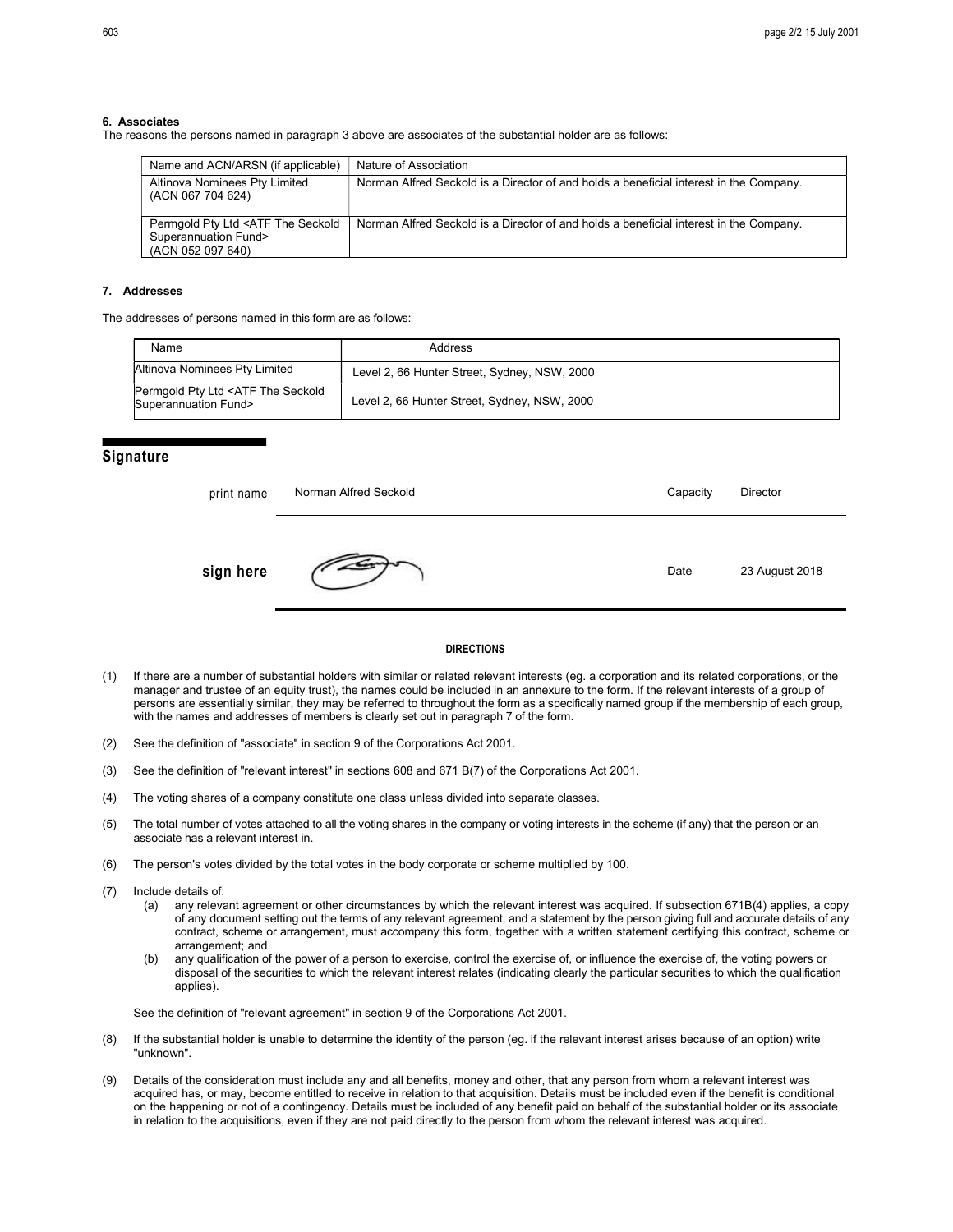### 6. Associates

The reasons the persons named in paragraph 3 above are associates of the substantial holder are as follows:

| Name and ACN/ARSN (if applicable) | Nature of Association |
|---|---|
| Altinova Nominees Pty Limited (ACN 067 704 624) | Norman Alfred Seckold is a Director of and holds a beneficial interest in the Company. |
| Permgold Pty Ltd <ATF The Seckold Superannuation Fund> (ACN 052 097 640) | Norman Alfred Seckold is a Director of and holds a beneficial interest in the Company. |

### 7. Addresses

The addresses of persons named in this form are as follows:

| Name | Address |
|---|---|
| Altinova Nominees Pty Limited | Level 2, 66 Hunter Street, Sydney, NSW, 2000 |
| Permgold Pty Ltd <ATF The Seckold Superannuation Fund> | Level 2, 66 Hunter Street, Sydney, NSW, 2000 |

## Signature

| | | | |
|---|---|---|---|
| print name | Norman Alfred Seckold | Capacity | Director |
| sign here | | Date | 23 August 2018 |

#### DIRECTIONS

(1) If there are a number of substantial holders with similar or related relevant interests (eg. a corporation and its related corporations, or the manager and trustee of an equity trust), the names could be included in an annexure to the form. If the relevant interests of a group of persons are essentially similar, they may be referred to throughout the form as a specifically named group if the membership of each group, with the names and addresses of members is clearly set out in paragraph 7 of the form.

(2) See the definition of "associate" in section 9 of the Corporations Act 2001.

(3) See the definition of "relevant interest" in sections 608 and 671 B(7) of the Corporations Act 2001.

(4) The voting shares of a company constitute one class unless divided into separate classes.

(5) The total number of votes attached to all the voting shares in the company or voting interests in the scheme (if any) that the person or an associate has a relevant interest in.

(6) The person's votes divided by the total votes in the body corporate or scheme multiplied by 100.

(7) Include details of:
   (a) any relevant agreement or other circumstances by which the relevant interest was acquired. If subsection 671B(4) applies, a copy of any document setting out the terms of any relevant agreement, and a statement by the person giving full and accurate details of any contract, scheme or arrangement, must accompany this form, together with a written statement certifying this contract, scheme or arrangement; and
   (b) any qualification of the power of a person to exercise, control the exercise of, or influence the exercise of, the voting powers or disposal of the securities to which the relevant interest relates (indicating clearly the particular securities to which the qualification applies).

   See the definition of "relevant agreement" in section 9 of the Corporations Act 2001.

(8) If the substantial holder is unable to determine the identity of the person (eg. if the relevant interest arises because of an option) write "unknown".

(9) Details of the consideration must include any and all benefits, money and other, that any person from whom a relevant interest was acquired has, or may, become entitled to receive in relation to that acquisition. Details must be included even if the benefit is conditional on the happening or not of a contingency. Details must be included of any benefit paid on behalf of the substantial holder or its associate in relation to the acquisitions, even if they are not paid directly to the person from whom the relevant interest was acquired.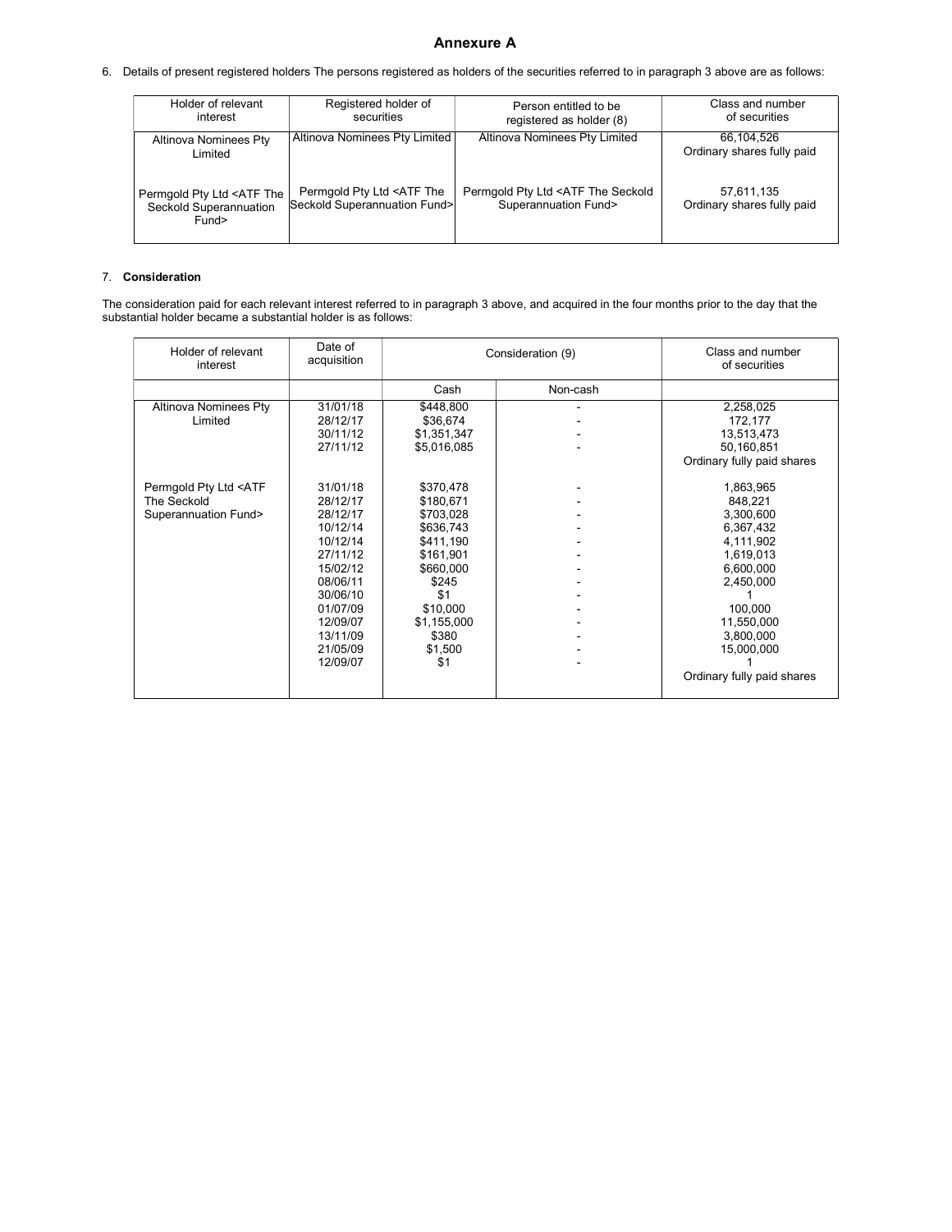# Annexure A

6. Details of present registered holders The persons registered as holders of the securities referred to in paragraph 3 above are as follows:

| Holder of relevant interest | Registered holder of securities | Person entitled to be registered as holder (8) | Class and number of securities |
|---|---|---|---|
| Altinova Nominees Pty Limited | Altinova Nominees Pty Limited | Altinova Nominees Pty Limited | 66,104,526 Ordinary shares fully paid |
| Permgold Pty Ltd <ATF The Seckold Superannuation Fund> | Permgold Pty Ltd <ATF The Seckold Superannuation Fund> | Permgold Pty Ltd <ATF The Seckold Superannuation Fund> | 57,611,135 Ordinary shares fully paid |

7. **Consideration**

The consideration paid for each relevant interest referred to in paragraph 3 above, and acquired in the four months prior to the day that the substantial holder became a substantial holder is as follows:

| Holder of relevant interest | Date of acquisition | Consideration (9) | | Class and number of securities |
|---|---|---|---|---|
| | | Cash | Non-cash | |
| Altinova Nominees Pty Limited | 31/01/18 | $448,800 | - | 2,258,025 |
| | 28/12/17 | $36,674 | - | 172,177 |
| | 30/11/12 | $1,351,347 | - | 13,513,473 |
| | 27/11/12 | $5,016,085 | - | 50,160,851 |
| | | | | Ordinary fully paid shares |
| Permgold Pty Ltd <ATF The Seckold Superannuation Fund> | 31/01/18 | $370,478 | - | 1,863,965 |
| | 28/12/17 | $180,671 | - | 848,221 |
| | 28/12/17 | $703,028 | - | 3,300,600 |
| | 10/12/14 | $636,743 | - | 6,367,432 |
| | 10/12/14 | $411,190 | - | 4,111,902 |
| | 27/11/12 | $161,901 | - | 1,619,013 |
| | 15/02/12 | $660,000 | - | 6,600,000 |
| | 08/06/11 | $245 | - | 2,450,000 |
| | 30/06/10 | $1 | - | 1 |
| | 01/07/09 | $10,000 | - | 100,000 |
| | 12/09/07 | $1,155,000 | - | 11,550,000 |
| | 13/11/09 | $380 | - | 3,800,000 |
| | 21/05/09 | $1,500 | - | 15,000,000 |
| | 12/09/07 | $1 | - | 1 |
| | | | | Ordinary fully paid shares |